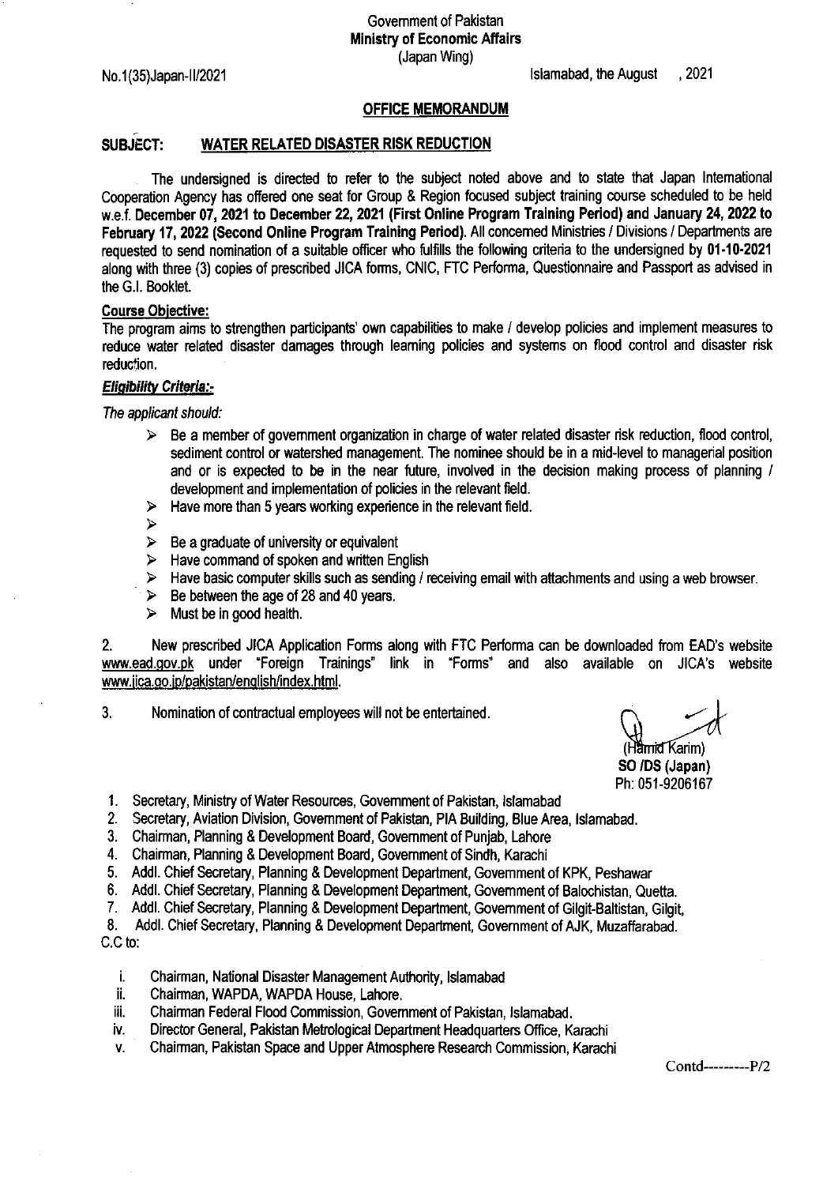Government of Pakistan
**Ministry of Economic Affairs**
(Japan Wing)

No.1(35)Japan-II/2021 Islamabad, the August , 2021

## OFFICE MEMORANDUM

**SUBJECT: WATER RELATED DISASTER RISK REDUCTION**

The undersigned is directed to refer to the subject noted above and to state that Japan International Cooperation Agency has offered one seat for Group & Region focused subject training course scheduled to be held w.e.f. **December 07, 2021 to December 22, 2021 (First Online Program Training Period) and January 24, 2022 to February 17, 2022 (Second Online Program Training Period).** All concerned Ministries / Divisions / Departments are requested to send nomination of a suitable officer who fulfills the following criteria to the undersigned by **01-10-2021** along with three (3) copies of prescribed JICA forms, CNIC, FTC Performa, Questionnaire and Passport as advised in the G.I. Booklet.

**Course Objective:**

The program aims to strengthen participants' own capabilities to make / develop policies and implement measures to reduce water related disaster damages through learning policies and systems on flood control and disaster risk reduction.

***Eligibility Criteria:-***

*The applicant should:*

- Be a member of government organization in charge of water related disaster risk reduction, flood control, sediment control or watershed management. The nominee should be in a mid-level to managerial position and or is expected to be in the near future, involved in the decision making process of planning / development and implementation of policies in the relevant field.
- Have more than 5 years working experience in the relevant field.
- 
- Be a graduate of university or equivalent
- Have command of spoken and written English
- Have basic computer skills such as sending / receiving email with attachments and using a web browser.
- Be between the age of 28 and 40 years.
- Must be in good health.

2. New prescribed JICA Application Forms along with FTC Performa can be downloaded from EAD's website www.ead.gov.pk under "Foreign Trainings" link in "Forms" and also available on JICA's website www.jica.go.jp/pakistan/english/index.html.

3. Nomination of contractual employees will not be entertained.

(Hamid Karim)
**SO /DS (Japan)**
Ph: 051-9206167

1. Secretary, Ministry of Water Resources, Government of Pakistan, Islamabad
2. Secretary, Aviation Division, Government of Pakistan, PIA Building, Blue Area, Islamabad.
3. Chairman, Planning & Development Board, Government of Punjab, Lahore
4. Chairman, Planning & Development Board, Government of Sindh, Karachi
5. Addl. Chief Secretary, Planning & Development Department, Government of KPK, Peshawar
6. Addl. Chief Secretary, Planning & Development Department, Government of Balochistan, Quetta.
7. Addl. Chief Secretary, Planning & Development Department, Government of Gilgit-Baltistan, Gilgit,
8. Addl. Chief Secretary, Planning & Development Department, Government of AJK, Muzaffarabad.

C.C to:

i. Chairman, National Disaster Management Authority, Islamabad
ii. Chairman, WAPDA, WAPDA House, Lahore.
iii. Chairman Federal Flood Commission, Government of Pakistan, Islamabad.
iv. Director General, Pakistan Metrological Department Headquarters Office, Karachi
v. Chairman, Pakistan Space and Upper Atmosphere Research Commission, Karachi

Contd---------P/2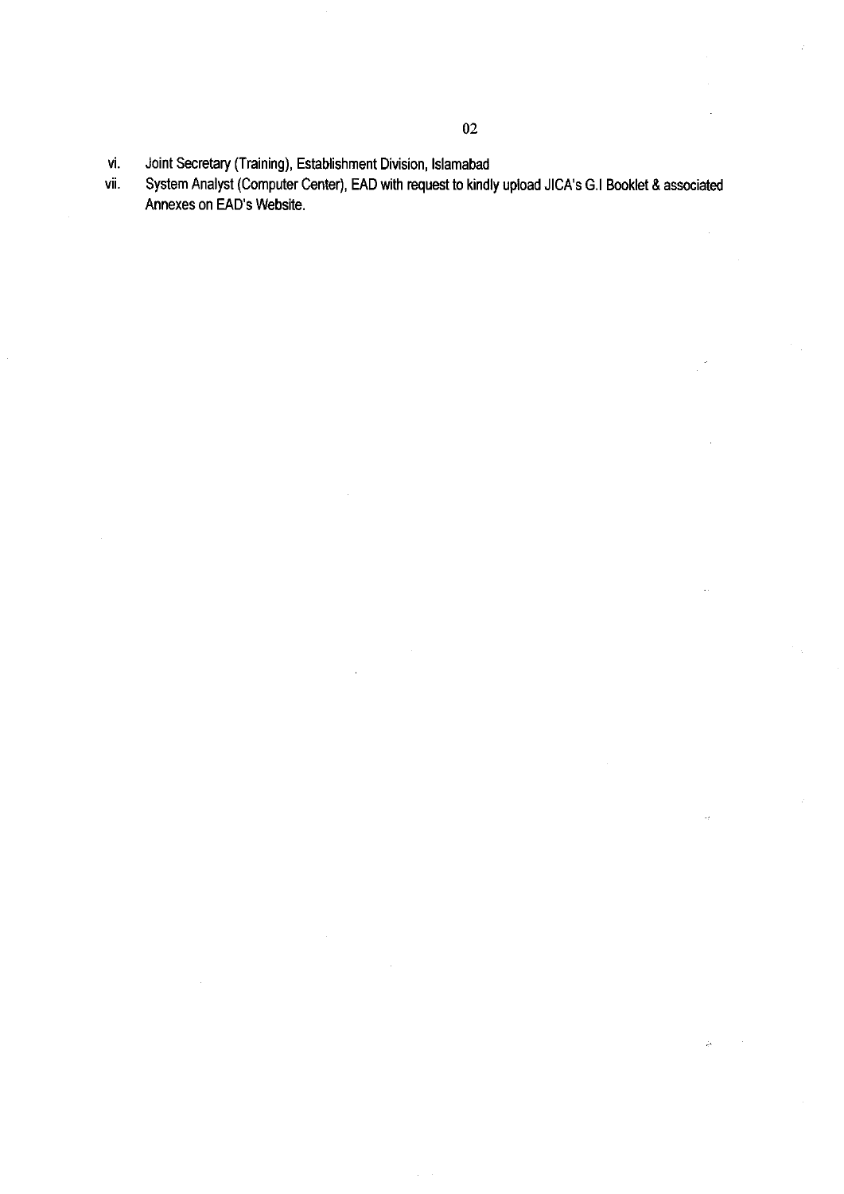vi. Joint Secretary (Training), Establishment Division, Islamabad

vii. System Analyst (Computer Center), EAD with request to kindly upload JICA's G.I Booklet & associated Annexes on EAD's Website.